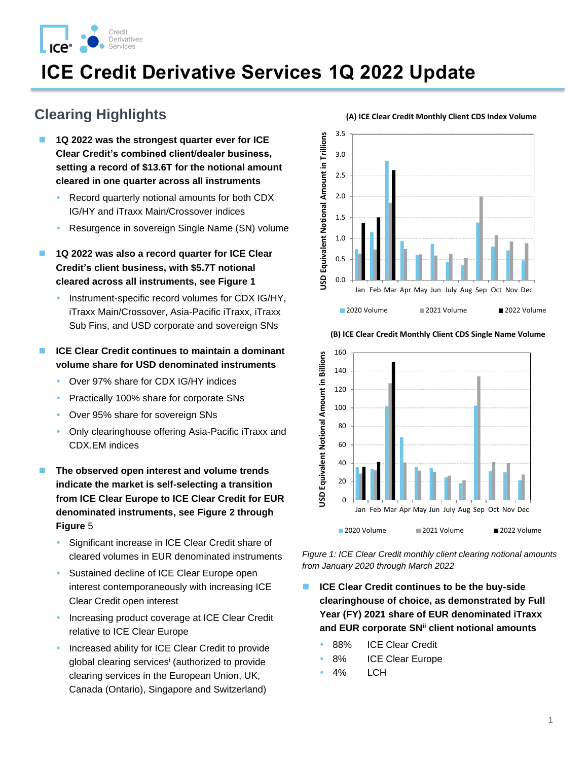# ICE Credit Derivative Services 1Q 2022 Update

## Clearing Highlights

- **1Q 2022 was the strongest quarter ever for ICE Clear Credit's combined client/dealer business, setting a record of $13.6T for the notional amount cleared in one quarter across all instruments**
  - Record quarterly notional amounts for both CDX IG/HY and iTraxx Main/Crossover indices
  - Resurgence in sovereign Single Name (SN) volume
- **1Q 2022 was also a record quarter for ICE Clear Credit's client business, with $5.7T notional cleared across all instruments, see Figure 1**
  - Instrument-specific record volumes for CDX IG/HY, iTraxx Main/Crossover, Asia-Pacific iTraxx, iTraxx Sub Fins, and USD corporate and sovereign SNs
- **ICE Clear Credit continues to maintain a dominant volume share for USD denominated instruments**
  - Over 97% share for CDX IG/HY indices
  - Practically 100% share for corporate SNs
  - Over 95% share for sovereign SNs
  - Only clearinghouse offering Asia-Pacific iTraxx and CDX.EM indices
- **The observed open interest and volume trends indicate the market is self-selecting a transition from ICE Clear Europe to ICE Clear Credit for EUR denominated instruments, see Figure 2 through Figure** 5
  - Significant increase in ICE Clear Credit share of cleared volumes in EUR denominated instruments
  - Sustained decline of ICE Clear Europe open interest contemporaneously with increasing ICE Clear Credit open interest
  - Increasing product coverage at ICE Clear Credit relative to ICE Clear Europe
  - Increased ability for ICE Clear Credit to provide global clearing services[i] (authorized to provide clearing services in the European Union, UK, Canada (Ontario), Singapore and Switzerland)

**(A) ICE Clear Credit Monthly Client CDS Index Volume**

**(B) ICE Clear Credit Monthly Client CDS Single Name Volume**

*Figure 1: ICE Clear Credit monthly client clearing notional amounts from January 2020 through March 2022*

- **ICE Clear Credit continues to be the buy-side clearinghouse of choice, as demonstrated by Full Year (FY) 2021 share of EUR denominated iTraxx and EUR corporate SN[ii] client notional amounts**
  - 88% ICE Clear Credit
  - 8% ICE Clear Europe
  - 4% LCH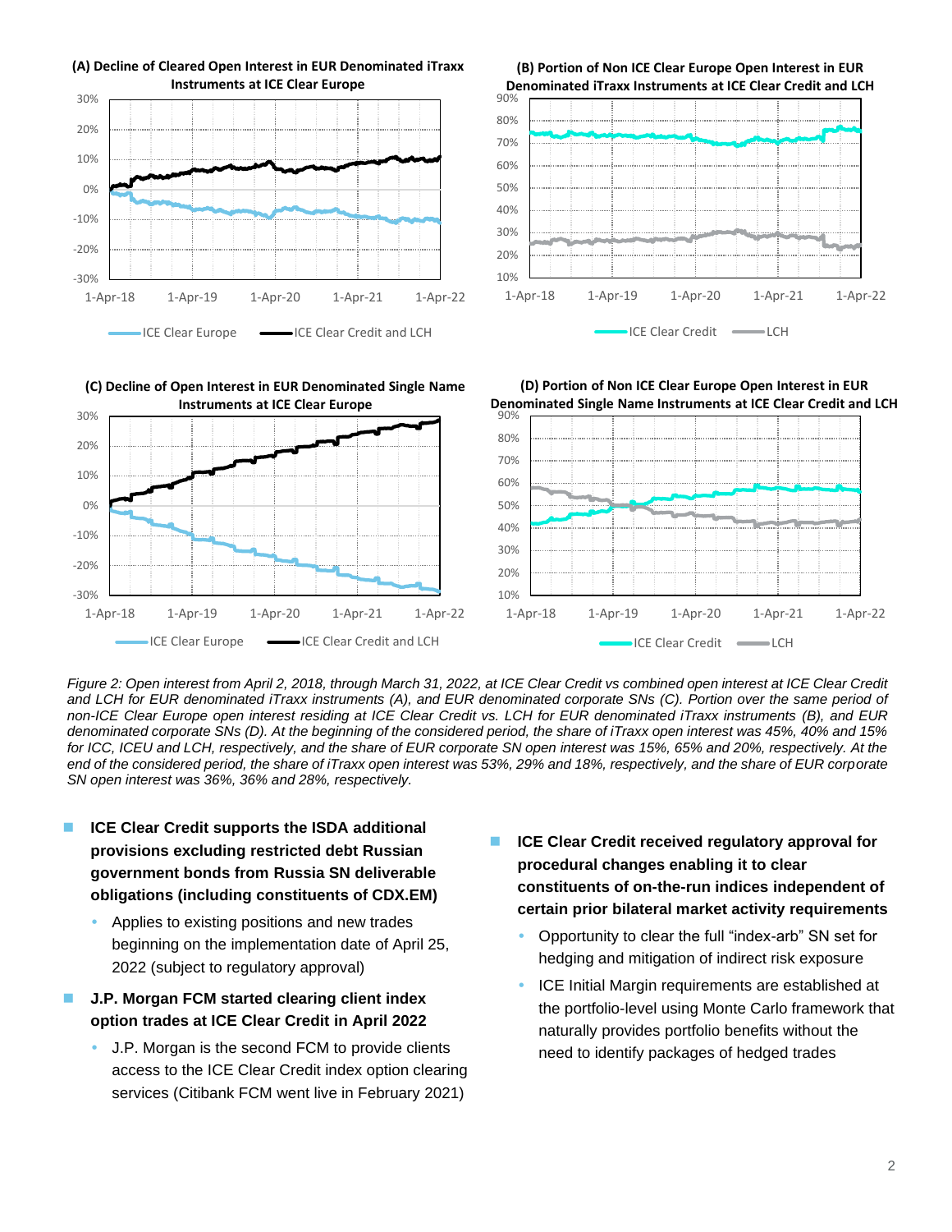**(A) Decline of Cleared Open Interest in EUR Denominated iTraxx Instruments at ICE Clear Europe**

**(B) Portion of Non ICE Clear Europe Open Interest in EUR Denominated iTraxx Instruments at ICE Clear Credit and LCH**

**(C) Decline of Open Interest in EUR Denominated Single Name Instruments at ICE Clear Europe**

**(D) Portion of Non ICE Clear Europe Open Interest in EUR Denominated Single Name Instruments at ICE Clear Credit and LCH**

*Figure 2: Open interest from April 2, 2018, through March 31, 2022, at ICE Clear Credit vs combined open interest at ICE Clear Credit and LCH for EUR denominated iTraxx instruments (A), and EUR denominated corporate SNs (C). Portion over the same period of non-ICE Clear Europe open interest residing at ICE Clear Credit vs. LCH for EUR denominated iTraxx instruments (B), and EUR denominated corporate SNs (D). At the beginning of the considered period, the share of iTraxx open interest was 45%, 40% and 15% for ICC, ICEU and LCH, respectively, and the share of EUR corporate SN open interest was 15%, 65% and 20%, respectively. At the end of the considered period, the share of iTraxx open interest was 53%, 29% and 18%, respectively, and the share of EUR corporate SN open interest was 36%, 36% and 28%, respectively.*

- **ICE Clear Credit supports the ISDA additional provisions excluding restricted debt Russian government bonds from Russia SN deliverable obligations (including constituents of CDX.EM)**
  - Applies to existing positions and new trades beginning on the implementation date of April 25, 2022 (subject to regulatory approval)
- **J.P. Morgan FCM started clearing client index option trades at ICE Clear Credit in April 2022**
  - J.P. Morgan is the second FCM to provide clients access to the ICE Clear Credit index option clearing services (Citibank FCM went live in February 2021)
- **ICE Clear Credit received regulatory approval for procedural changes enabling it to clear constituents of on-the-run indices independent of certain prior bilateral market activity requirements**
  - Opportunity to clear the full "index-arb" SN set for hedging and mitigation of indirect risk exposure
  - ICE Initial Margin requirements are established at the portfolio-level using Monte Carlo framework that naturally provides portfolio benefits without the need to identify packages of hedged trades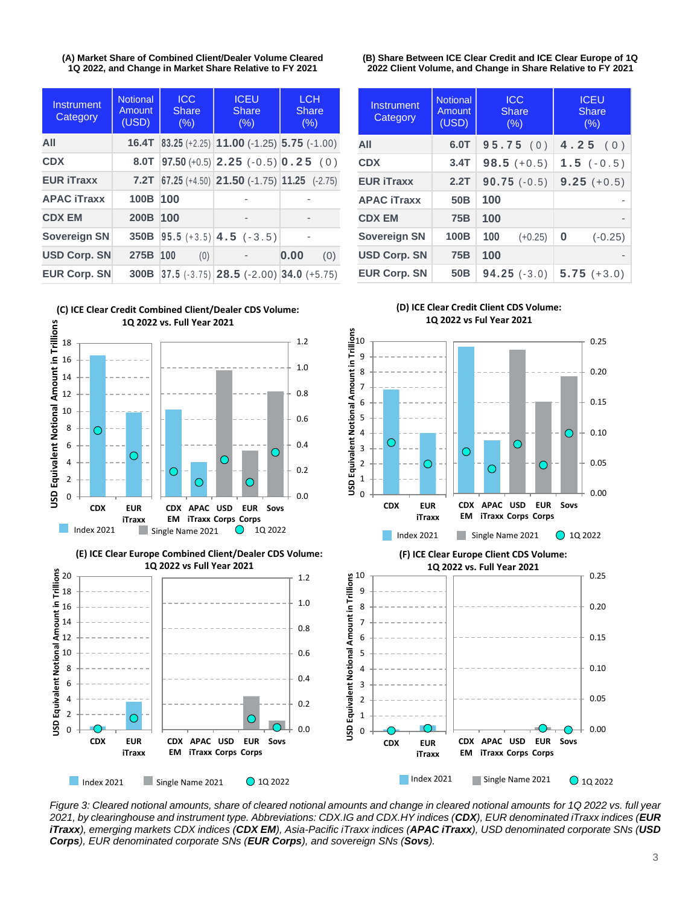**(A) Market Share of Combined Client/Dealer Volume Cleared 1Q 2022, and Change in Market Share Relative to FY 2021**

| Instrument Category | Notional Amount (USD) | ICC Share (%) | ICEU Share (%) | LCH Share (%) |
|---|---|---|---|---|
| All | 16.4T | 83.25 (+2.25) | 11.00 (-1.25) | 5.75 (-1.00) |
| CDX | 8.0T | 97.50 (+0.5) | 2.25 (-0.5) | 0.25 (0) |
| EUR iTraxx | 7.2T | 67.25 (+4.50) | 21.50 (-1.75) | 11.25 (-2.75) |
| APAC iTraxx | 100B | 100 | - | - |
| CDX EM | 200B | 100 | - | - |
| Sovereign SN | 350B | 95.5 (+3.5) | 4.5 (-3.5) | - |
| USD Corp. SN | 275B | 100 (0) | - | 0.00 (0) |
| EUR Corp. SN | 300B | 37.5 (-3.75) | 28.5 (-2.00) | 34.0 (+5.75) |

**(B) Share Between ICE Clear Credit and ICE Clear Europe of 1Q 2022 Client Volume, and Change in Share Relative to FY 2021**

| Instrument Category | Notional Amount (USD) | ICC Share (%) | ICEU Share (%) |
|---|---|---|---|
| All | 6.0T | 95.75 (0) | 4.25 (0) |
| CDX | 3.4T | 98.5 (+0.5) | 1.5 (-0.5) |
| EUR iTraxx | 2.2T | 90.75 (-0.5) | 9.25 (+0.5) |
| APAC iTraxx | 50B | 100 | - |
| CDX EM | 75B | 100 | - |
| Sovereign SN | 100B | 100 (+0.25) | 0 (-0.25) |
| USD Corp. SN | 75B | 100 | - |
| EUR Corp. SN | 50B | 94.25 (-3.0) | 5.75 (+3.0) |

**(C) ICE Clear Credit Combined Client/Dealer CDS Volume: 1Q 2022 vs. Full Year 2021**

**(D) ICE Clear Credit Client CDS Volume: 1Q 2022 vs Ful Year 2021**

**(E) ICE Clear Europe Combined Client/Dealer CDS Volume: 1Q 2022 vs Full Year 2021**

**(F) ICE Clear Europe Client CDS Volume: 1Q 2022 vs. Full Year 2021**

*Figure 3: Cleared notional amounts, share of cleared notional amounts and change in cleared notional amounts for 1Q 2022 vs. full year 2021, by clearinghouse and instrument type. Abbreviations: CDX.IG and CDX.HY indices (**CDX**), EUR denominated iTraxx indices (**EUR iTraxx**), emerging markets CDX indices (**CDX EM**), Asia-Pacific iTraxx indices (**APAC iTraxx**), USD denominated corporate SNs (**USD Corps**), EUR denominated corporate SNs (**EUR Corps**), and sovereign SNs (**Sovs**).*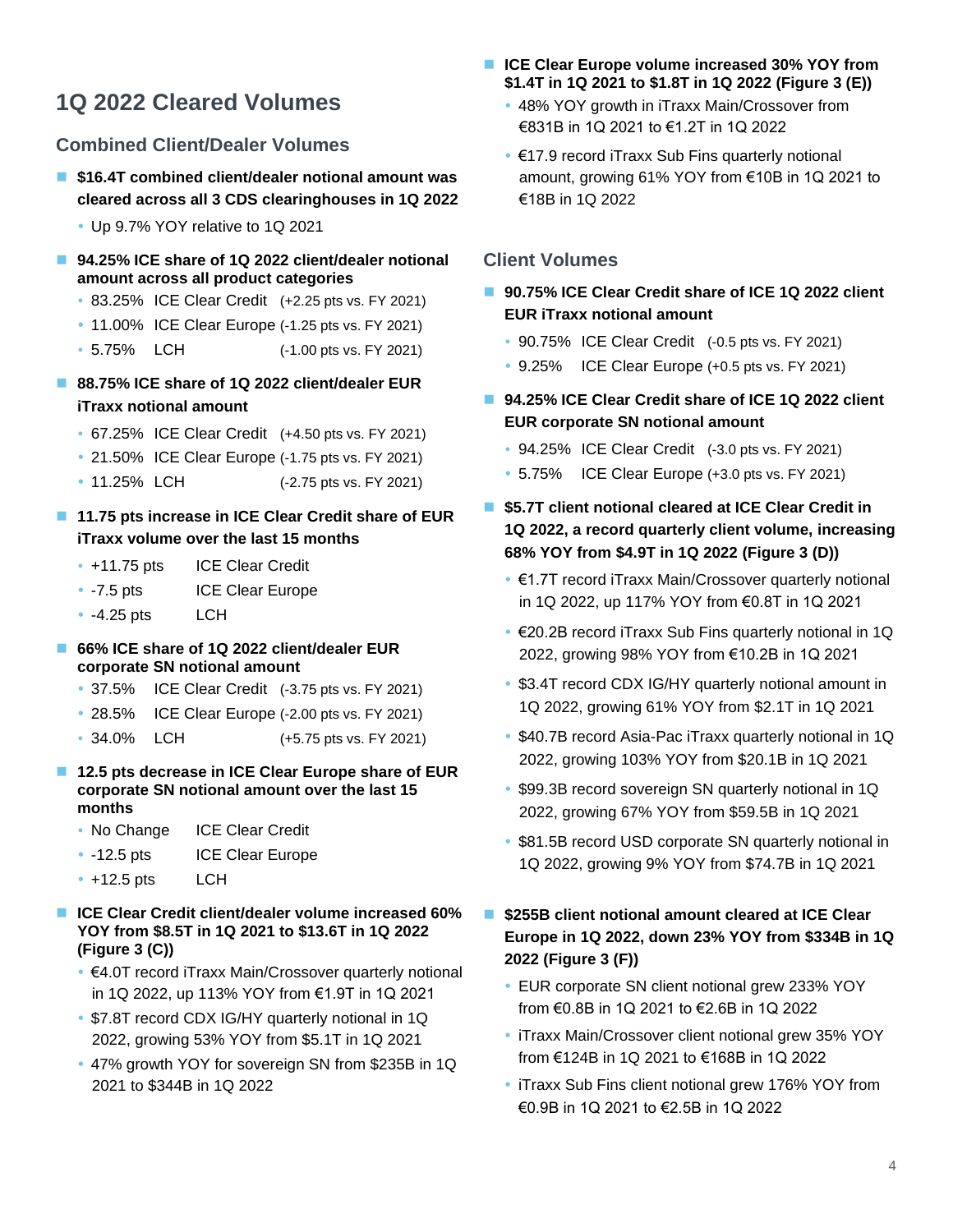# 1Q 2022 Cleared Volumes

## Combined Client/Dealer Volumes

- **$16.4T combined client/dealer notional amount was cleared across all 3 CDS clearinghouses in 1Q 2022**
  - Up 9.7% YOY relative to 1Q 2021
- **94.25% ICE share of 1Q 2022 client/dealer notional amount across all product categories**
  - 83.25% ICE Clear Credit (+2.25 pts vs. FY 2021)
  - 11.00% ICE Clear Europe (-1.25 pts vs. FY 2021)
  - 5.75% LCH (-1.00 pts vs. FY 2021)
- **88.75% ICE share of 1Q 2022 client/dealer EUR iTraxx notional amount**
  - 67.25% ICE Clear Credit (+4.50 pts vs. FY 2021)
  - 21.50% ICE Clear Europe (-1.75 pts vs. FY 2021)
  - 11.25% LCH (-2.75 pts vs. FY 2021)
- **11.75 pts increase in ICE Clear Credit share of EUR iTraxx volume over the last 15 months**
  - +11.75 pts ICE Clear Credit
  - -7.5 pts ICE Clear Europe
  - -4.25 pts LCH
- **66% ICE share of 1Q 2022 client/dealer EUR corporate SN notional amount**
  - 37.5% ICE Clear Credit (-3.75 pts vs. FY 2021)
  - 28.5% ICE Clear Europe (-2.00 pts vs. FY 2021)
  - 34.0% LCH (+5.75 pts vs. FY 2021)
- **12.5 pts decrease in ICE Clear Europe share of EUR corporate SN notional amount over the last 15 months**
  - No Change ICE Clear Credit
  - -12.5 pts ICE Clear Europe
  - +12.5 pts LCH
- **ICE Clear Credit client/dealer volume increased 60% YOY from $8.5T in 1Q 2021 to $13.6T in 1Q 2022 (Figure 3 (C))**
  - €4.0T record iTraxx Main/Crossover quarterly notional in 1Q 2022, up 113% YOY from €1.9T in 1Q 2021
  - $7.8T record CDX IG/HY quarterly notional in 1Q 2022, growing 53% YOY from $5.1T in 1Q 2021
  - 47% growth YOY for sovereign SN from $235B in 1Q 2021 to $344B in 1Q 2022
- **ICE Clear Europe volume increased 30% YOY from $1.4T in 1Q 2021 to $1.8T in 1Q 2022 (Figure 3 (E))**
  - 48% YOY growth in iTraxx Main/Crossover from €831B in 1Q 2021 to €1.2T in 1Q 2022
  - €17.9 record iTraxx Sub Fins quarterly notional amount, growing 61% YOY from €10B in 1Q 2021 to €18B in 1Q 2022

## Client Volumes

- **90.75% ICE Clear Credit share of ICE 1Q 2022 client EUR iTraxx notional amount**
  - 90.75% ICE Clear Credit (-0.5 pts vs. FY 2021)
  - 9.25% ICE Clear Europe (+0.5 pts vs. FY 2021)
- **94.25% ICE Clear Credit share of ICE 1Q 2022 client EUR corporate SN notional amount**
  - 94.25% ICE Clear Credit (-3.0 pts vs. FY 2021)
  - 5.75% ICE Clear Europe (+3.0 pts vs. FY 2021)
- **$5.7T client notional cleared at ICE Clear Credit in 1Q 2022, a record quarterly client volume, increasing 68% YOY from $4.9T in 1Q 2022 (Figure 3 (D))**
  - €1.7T record iTraxx Main/Crossover quarterly notional in 1Q 2022, up 117% YOY from €0.8T in 1Q 2021
  - €20.2B record iTraxx Sub Fins quarterly notional in 1Q 2022, growing 98% YOY from €10.2B in 1Q 2021
  - $3.4T record CDX IG/HY quarterly notional amount in 1Q 2022, growing 61% YOY from $2.1T in 1Q 2021
  - $40.7B record Asia-Pac iTraxx quarterly notional in 1Q 2022, growing 103% YOY from $20.1B in 1Q 2021
  - $99.3B record sovereign SN quarterly notional in 1Q 2022, growing 67% YOY from $59.5B in 1Q 2021
  - $81.5B record USD corporate SN quarterly notional in 1Q 2022, growing 9% YOY from $74.7B in 1Q 2021
- **$255B client notional amount cleared at ICE Clear Europe in 1Q 2022, down 23% YOY from $334B in 1Q 2022 (Figure 3 (F))**
  - EUR corporate SN client notional grew 233% YOY from €0.8B in 1Q 2021 to €2.6B in 1Q 2022
  - iTraxx Main/Crossover client notional grew 35% YOY from €124B in 1Q 2021 to €168B in 1Q 2022
  - iTraxx Sub Fins client notional grew 176% YOY from €0.9B in 1Q 2021 to €2.5B in 1Q 2022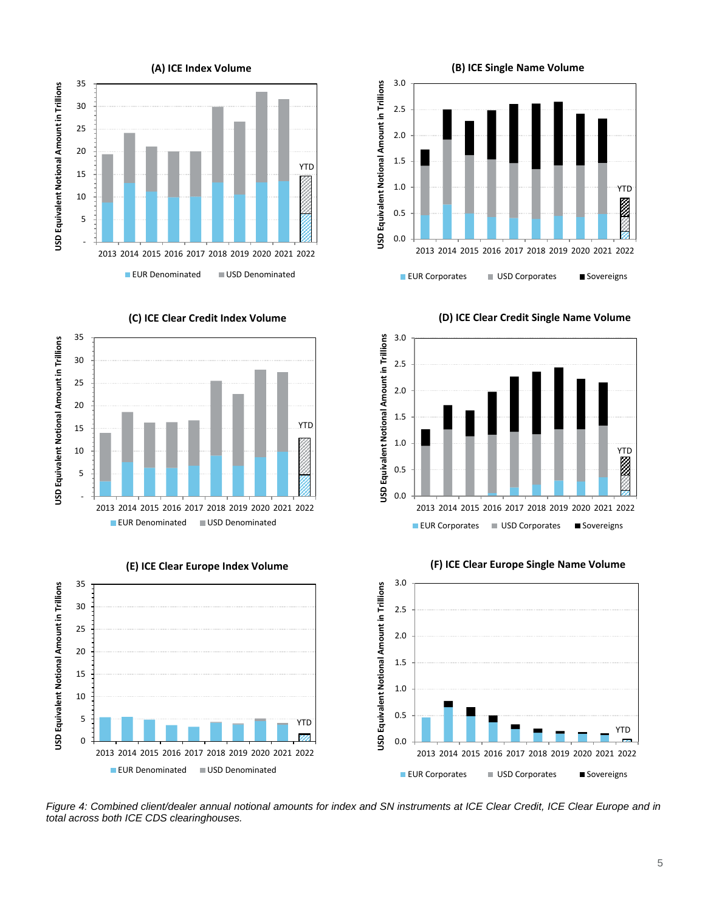**(A) ICE Index Volume**

USD Equivalent Notional Amount in Trillions

2013 2014 2015 2016 2017 2018 2019 2020 2021 2022 (YTD)

EUR Denominated, USD Denominated

**(B) ICE Single Name Volume**

USD Equivalent Notional Amount in Trillions

2013 2014 2015 2016 2017 2018 2019 2020 2021 2022 (YTD)

EUR Corporates, USD Corporates, Sovereigns

**(C) ICE Clear Credit Index Volume**

USD Equivalent Notional Amount in Trillions

2013 2014 2015 2016 2017 2018 2019 2020 2021 2022 (YTD)

EUR Denominated, USD Denominated

**(D) ICE Clear Credit Single Name Volume**

USD Equivalent Notional Amount in Trillions

2013 2014 2015 2016 2017 2018 2019 2020 2021 2022 (YTD)

EUR Corporates, USD Corporates, Sovereigns

**(E) ICE Clear Europe Index Volume**

USD Equivalent Notional Amount in Trillions

2013 2014 2015 2016 2017 2018 2019 2020 2021 2022 (YTD)

EUR Denominated, USD Denominated

**(F) ICE Clear Europe Single Name Volume**

USD Equivalent Notional Amount in Trillions

2013 2014 2015 2016 2017 2018 2019 2020 2021 2022 (YTD)

EUR Corporates, USD Corporates, Sovereigns

*Figure 4: Combined client/dealer annual notional amounts for index and SN instruments at ICE Clear Credit, ICE Clear Europe and in total across both ICE CDS clearinghouses.*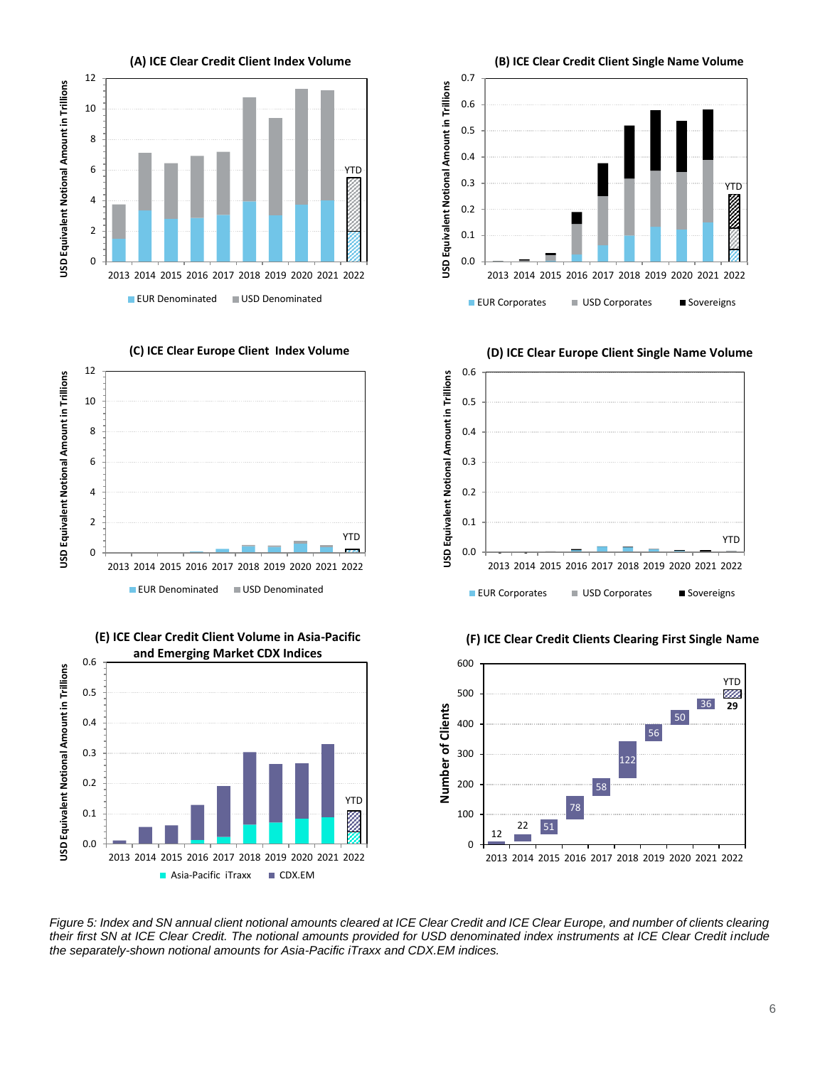**(A) ICE Clear Credit Client Index Volume**

USD Equivalent Notional Amount in Trillions

2013 2014 2015 2016 2017 2018 2019 2020 2021 2022 (YTD)

EUR Denominated | USD Denominated

**(B) ICE Clear Credit Client Single Name Volume**

USD Equivalent Notional Amount in Trillions

2013 2014 2015 2016 2017 2018 2019 2020 2021 2022 (YTD)

EUR Corporates | USD Corporates | Sovereigns

**(C) ICE Clear Europe Client Index Volume**

USD Equivalent Notional Amount in Trillions

2013 2014 2015 2016 2017 2018 2019 2020 2021 2022 (YTD)

EUR Denominated | USD Denominated

**(D) ICE Clear Europe Client Single Name Volume**

USD Equivalent Notional Amount in Trillions

2013 2014 2015 2016 2017 2018 2019 2020 2021 2022 (YTD)

EUR Corporates | USD Corporates | Sovereigns

**(E) ICE Clear Credit Client Volume in Asia-Pacific and Emerging Market CDX Indices**

USD Equivalent Notional Amount in Trillions

2013 2014 2015 2016 2017 2018 2019 2020 2021 2022 (YTD)

Asia-Pacific iTraxx | CDX.EM

**(F) ICE Clear Credit Clients Clearing First Single Name**

Number of Clients

| 2013 | 2014 | 2015 | 2016 | 2017 | 2018 | 2019 | 2020 | 2021 | 2022 (YTD) |
|---|---|---|---|---|---|---|---|---|---|
| 12 | 22 | 51 | 78 | 58 | 122 | 56 | 50 | 36 | 29 |

*Figure 5: Index and SN annual client notional amounts cleared at ICE Clear Credit and ICE Clear Europe, and number of clients clearing their first SN at ICE Clear Credit. The notional amounts provided for USD denominated index instruments at ICE Clear Credit include the separately-shown notional amounts for Asia-Pacific iTraxx and CDX.EM indices.*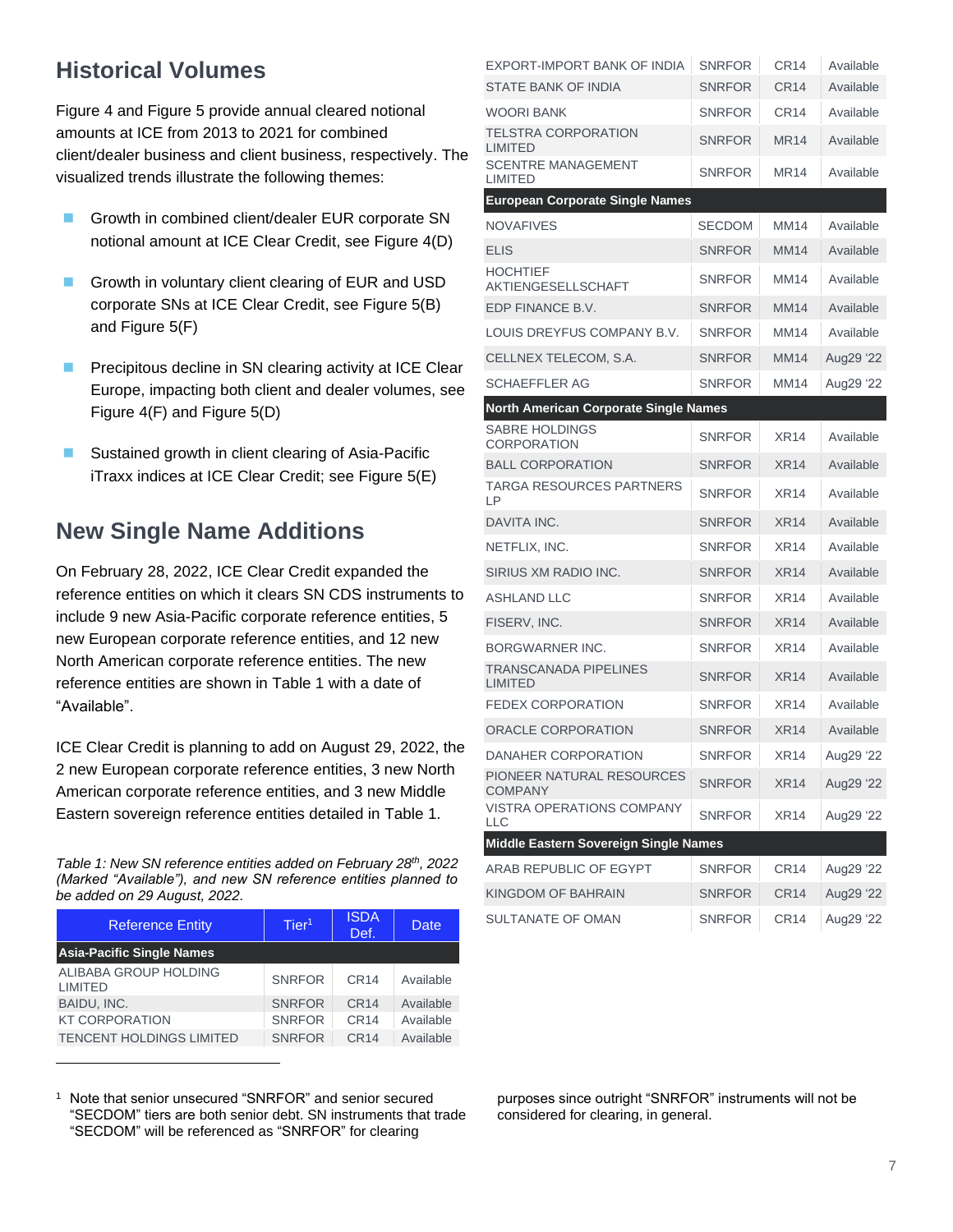## Historical Volumes

Figure 4 and Figure 5 provide annual cleared notional amounts at ICE from 2013 to 2021 for combined client/dealer business and client business, respectively. The visualized trends illustrate the following themes:

- Growth in combined client/dealer EUR corporate SN notional amount at ICE Clear Credit, see Figure 4(D)
- Growth in voluntary client clearing of EUR and USD corporate SNs at ICE Clear Credit, see Figure 5(B) and Figure 5(F)
- Precipitous decline in SN clearing activity at ICE Clear Europe, impacting both client and dealer volumes, see Figure 4(F) and Figure 5(D)
- Sustained growth in client clearing of Asia-Pacific iTraxx indices at ICE Clear Credit; see Figure 5(E)

## New Single Name Additions

On February 28, 2022, ICE Clear Credit expanded the reference entities on which it clears SN CDS instruments to include 9 new Asia-Pacific corporate reference entities, 5 new European corporate reference entities, and 12 new North American corporate reference entities. The new reference entities are shown in Table 1 with a date of "Available".

ICE Clear Credit is planning to add on August 29, 2022, the 2 new European corporate reference entities, 3 new North American corporate reference entities, and 3 new Middle Eastern sovereign reference entities detailed in Table 1.

*Table 1: New SN reference entities added on February 28th, 2022 (Marked "Available"), and new SN reference entities planned to be added on 29 August, 2022.*

| Reference Entity | Tier[1] | ISDA Def. | Date |
|---|---|---|---|
| **Asia-Pacific Single Names** | | | |
| ALIBABA GROUP HOLDING LIMITED | SNRFOR | CR14 | Available |
| BAIDU, INC. | SNRFOR | CR14 | Available |
| KT CORPORATION | SNRFOR | CR14 | Available |
| TENCENT HOLDINGS LIMITED | SNRFOR | CR14 | Available |
| EXPORT-IMPORT BANK OF INDIA | SNRFOR | CR14 | Available |
| STATE BANK OF INDIA | SNRFOR | CR14 | Available |
| WOORI BANK | SNRFOR | CR14 | Available |
| TELSTRA CORPORATION LIMITED | SNRFOR | MR14 | Available |
| SCENTRE MANAGEMENT LIMITED | SNRFOR | MR14 | Available |
| **European Corporate Single Names** | | | |
| NOVAFIVES | SECDOM | MM14 | Available |
| ELIS | SNRFOR | MM14 | Available |
| HOCHTIEF AKTIENGESELLSCHAFT | SNRFOR | MM14 | Available |
| EDP FINANCE B.V. | SNRFOR | MM14 | Available |
| LOUIS DREYFUS COMPANY B.V. | SNRFOR | MM14 | Available |
| CELLNEX TELECOM, S.A. | SNRFOR | MM14 | Aug29 '22 |
| SCHAEFFLER AG | SNRFOR | MM14 | Aug29 '22 |
| **North American Corporate Single Names** | | | |
| SABRE HOLDINGS CORPORATION | SNRFOR | XR14 | Available |
| BALL CORPORATION | SNRFOR | XR14 | Available |
| TARGA RESOURCES PARTNERS LP | SNRFOR | XR14 | Available |
| DAVITA INC. | SNRFOR | XR14 | Available |
| NETFLIX, INC. | SNRFOR | XR14 | Available |
| SIRIUS XM RADIO INC. | SNRFOR | XR14 | Available |
| ASHLAND LLC | SNRFOR | XR14 | Available |
| FISERV, INC. | SNRFOR | XR14 | Available |
| BORGWARNER INC. | SNRFOR | XR14 | Available |
| TRANSCANADA PIPELINES LIMITED | SNRFOR | XR14 | Available |
| FEDEX CORPORATION | SNRFOR | XR14 | Available |
| ORACLE CORPORATION | SNRFOR | XR14 | Available |
| DANAHER CORPORATION | SNRFOR | XR14 | Aug29 '22 |
| PIONEER NATURAL RESOURCES COMPANY | SNRFOR | XR14 | Aug29 '22 |
| VISTRA OPERATIONS COMPANY LLC | SNRFOR | XR14 | Aug29 '22 |
| **Middle Eastern Sovereign Single Names** | | | |
| ARAB REPUBLIC OF EGYPT | SNRFOR | CR14 | Aug29 '22 |
| KINGDOM OF BAHRAIN | SNRFOR | CR14 | Aug29 '22 |
| SULTANATE OF OMAN | SNRFOR | CR14 | Aug29 '22 |

[1] Note that senior unsecured "SNRFOR" and senior secured "SECDOM" tiers are both senior debt. SN instruments that trade "SECDOM" will be referenced as "SNRFOR" for clearing purposes since outright "SNRFOR" instruments will not be considered for clearing, in general.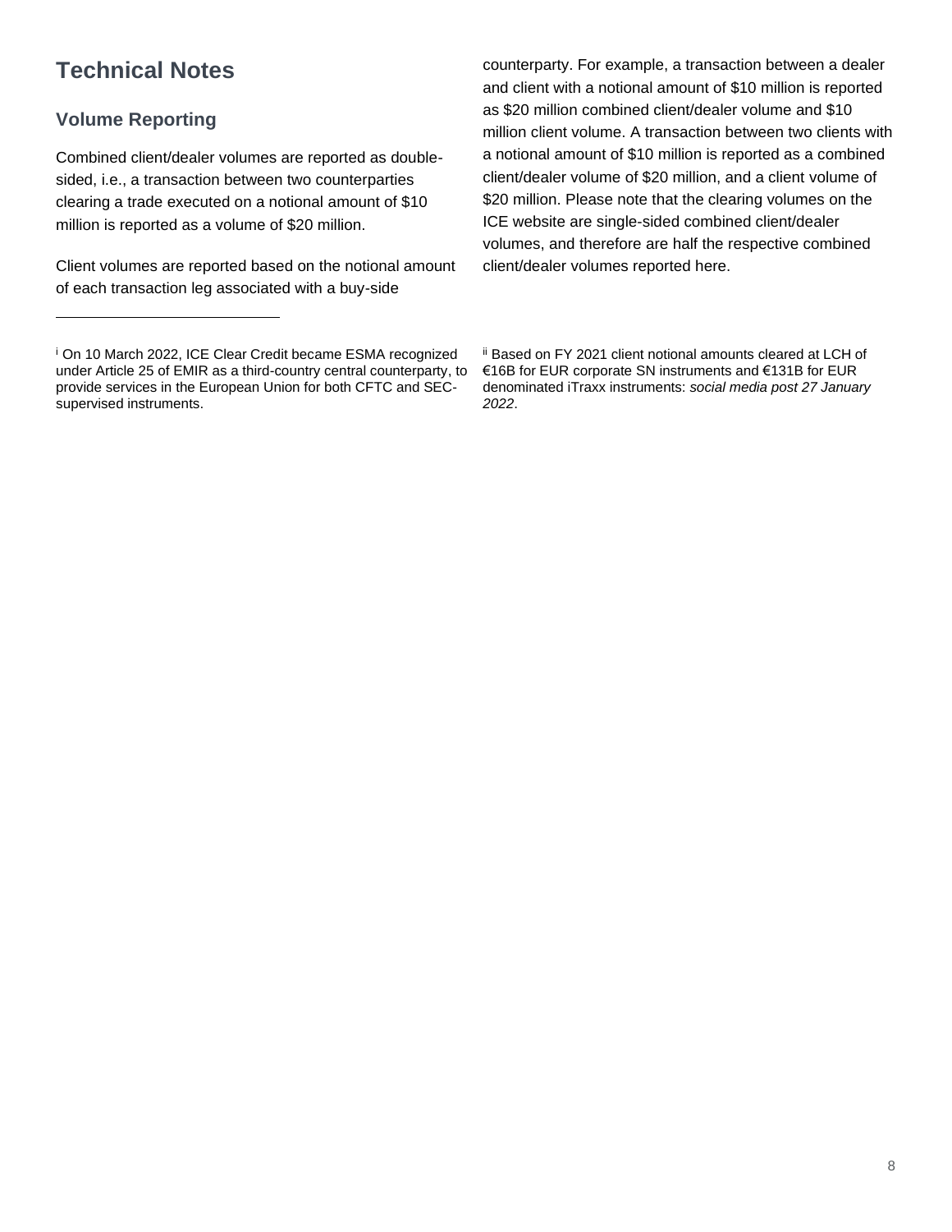# Technical Notes

## Volume Reporting

Combined client/dealer volumes are reported as double-sided, i.e., a transaction between two counterparties clearing a trade executed on a notional amount of $10 million is reported as a volume of $20 million.

Client volumes are reported based on the notional amount of each transaction leg associated with a buy-side counterparty. For example, a transaction between a dealer and client with a notional amount of $10 million is reported as $20 million combined client/dealer volume and $10 million client volume. A transaction between two clients with a notional amount of $10 million is reported as a combined client/dealer volume of $20 million, and a client volume of $20 million. Please note that the clearing volumes on the ICE website are single-sided combined client/dealer volumes, and therefore are half the respective combined client/dealer volumes reported here.

---

[i] On 10 March 2022, ICE Clear Credit became ESMA recognized under Article 25 of EMIR as a third-country central counterparty, to provide services in the European Union for both CFTC and SEC-supervised instruments.

[ii] Based on FY 2021 client notional amounts cleared at LCH of €16B for EUR corporate SN instruments and €131B for EUR denominated iTraxx instruments: *social media post 27 January 2022*.